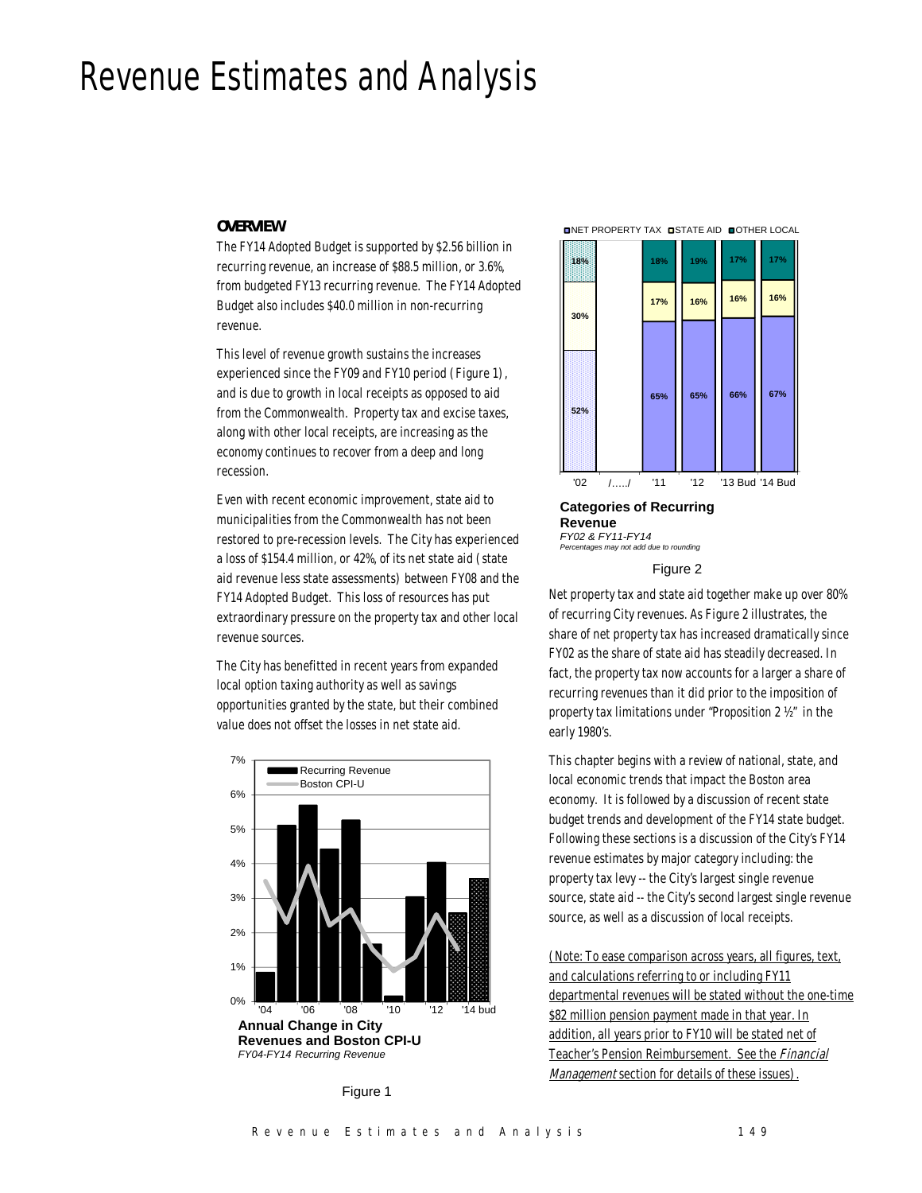# Revenue Estimates and Analysis

## OVERVIEW

The FY14 Adopted Budget is supported by $2.56 billion in recurring revenue, an increase of $88.5 million, or 3.6%, from budgeted FY13 recurring revenue. The FY14 Adopted Budget also includes $40.0 million in non-recurring revenue.

This level of revenue growth sustains the increases experienced since the FY09 and FY10 period (Figure 1), and is due to growth in local receipts as opposed to aid from the Commonwealth. Property tax and excise taxes, along with other local receipts, are increasing as the economy continues to recover from a deep and long recession.

Even with recent economic improvement, state aid to municipalities from the Commonwealth has not been restored to pre-recession levels. The City has experienced a loss of $154.4 million, or 42%, of its net state aid (state aid revenue less state assessments) between FY08 and the FY14 Adopted Budget. This loss of resources has put extraordinary pressure on the property tax and other local revenue sources.

The City has benefitted in recent years from expanded local option taxing authority as well as savings opportunities granted by the state, but their combined value does not offset the losses in net state aid.

**Annual Change in City Revenues and Boston CPI-U**
*FY04-FY14 Recurring Revenue*

Figure 1

**Categories of Recurring Revenue**
*FY02 & FY11-FY14*
*Percentages may not add due to rounding*

| | '02 | '11 | '12 | '13 Bud | '14 Bud |
|---|---|---|---|---|---|
| OTHER LOCAL | 18% | 18% | 19% | 17% | 17% |
| STATE AID | 30% | 17% | 16% | 16% | 16% |
| NET PROPERTY TAX | 52% | 65% | 65% | 66% | 67% |

Figure 2

Net property tax and state aid together make up over 80% of recurring City revenues. As Figure 2 illustrates, the share of net property tax has increased dramatically since FY02 as the share of state aid has steadily decreased. In fact, the property tax now accounts for a larger a share of recurring revenues than it did prior to the imposition of property tax limitations under "Proposition 2 ½" in the early 1980's.

This chapter begins with a review of national, state, and local economic trends that impact the Boston area economy. It is followed by a discussion of recent state budget trends and development of the FY14 state budget. Following these sections is a discussion of the City's FY14 revenue estimates by major category including: the property tax levy -- the City's largest single revenue source, state aid -- the City's second largest single revenue source, as well as a discussion of local receipts.

(Note: To ease comparison across years, all figures, text, and calculations referring to or including FY11 departmental revenues will be stated without the one-time $82 million pension payment made in that year. In addition, all years prior to FY10 will be stated net of Teacher's Pension Reimbursement. See the *Financial Management* section for details of these issues).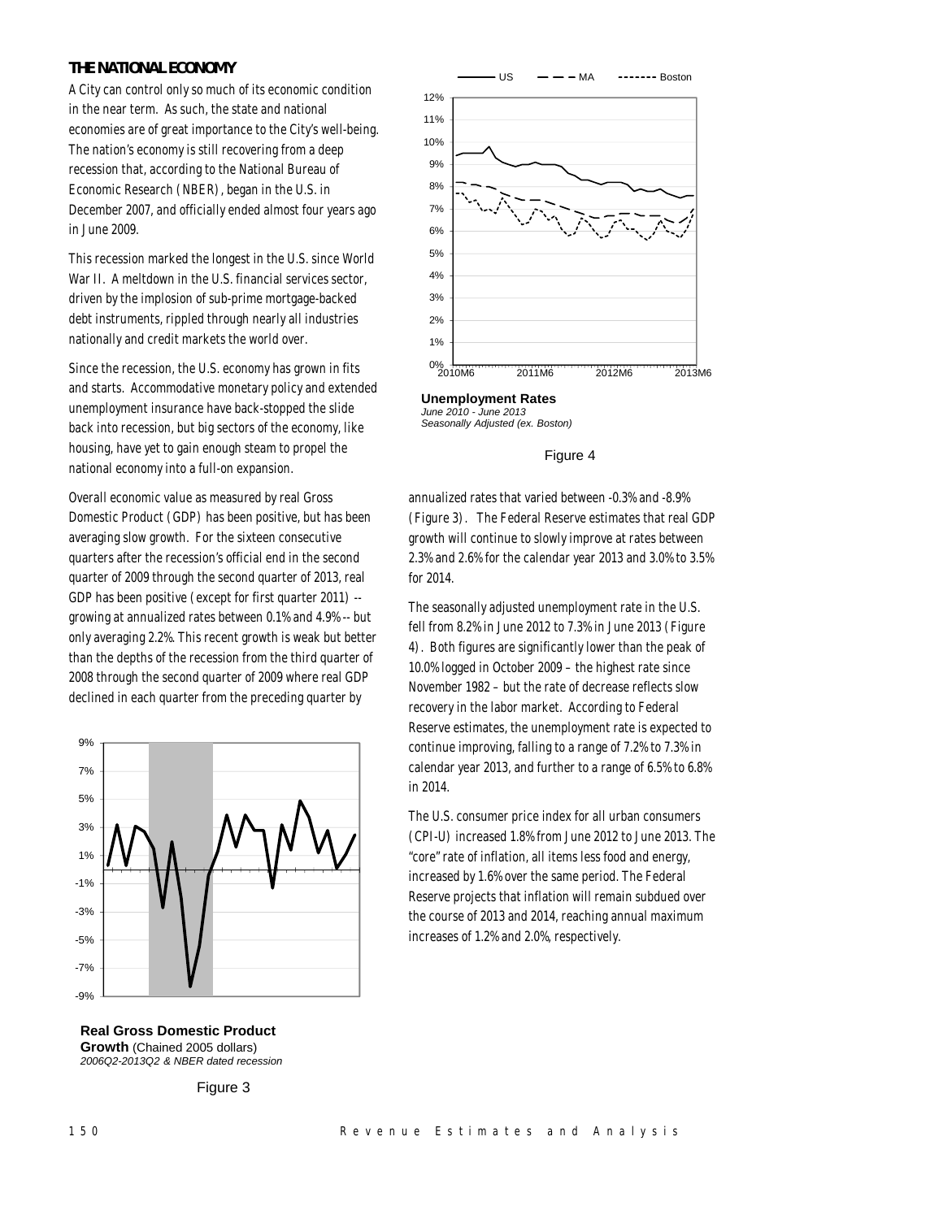## THE NATIONAL ECONOMY

A City can control only so much of its economic condition in the near term. As such, the state and national economies are of great importance to the City's well-being. The nation's economy is still recovering from a deep recession that, according to the National Bureau of Economic Research (NBER), began in the U.S. in December 2007, and officially ended almost four years ago in June 2009.

This recession marked the longest in the U.S. since World War II. A meltdown in the U.S. financial services sector, driven by the implosion of sub-prime mortgage-backed debt instruments, rippled through nearly all industries nationally and credit markets the world over.

Since the recession, the U.S. economy has grown in fits and starts. Accommodative monetary policy and extended unemployment insurance have back-stopped the slide back into recession, but big sectors of the economy, like housing, have yet to gain enough steam to propel the national economy into a full-on expansion.

Overall economic value as measured by real Gross Domestic Product (GDP) has been positive, but has been averaging slow growth. For the sixteen consecutive quarters after the recession's official end in the second quarter of 2009 through the second quarter of 2013, real GDP has been positive (except for first quarter 2011) -- growing at annualized rates between 0.1% and 4.9% -- but only averaging 2.2%. This recent growth is weak but better than the depths of the recession from the third quarter of 2008 through the second quarter of 2009 where real GDP declined in each quarter from the preceding quarter by annualized rates that varied between -0.3% and -8.9% (Figure 3). The Federal Reserve estimates that real GDP growth will continue to slowly improve at rates between 2.3% and 2.6% for the calendar year 2013 and 3.0% to 3.5% for 2014.

**Real Gross Domestic Product Growth** (Chained 2005 dollars)
*2006Q2-2013Q2 & NBER dated recession*

Figure 3

**Unemployment Rates**
*June 2010 - June 2013*
*Seasonally Adjusted (ex. Boston)*

Figure 4

The seasonally adjusted unemployment rate in the U.S. fell from 8.2% in June 2012 to 7.3% in June 2013 (Figure 4). Both figures are significantly lower than the peak of 10.0% logged in October 2009 – the highest rate since November 1982 – but the rate of decrease reflects slow recovery in the labor market. According to Federal Reserve estimates, the unemployment rate is expected to continue improving, falling to a range of 7.2% to 7.3% in calendar year 2013, and further to a range of 6.5% to 6.8% in 2014.

The U.S. consumer price index for all urban consumers (CPI-U) increased 1.8% from June 2012 to June 2013. The "core" rate of inflation, all items less food and energy, increased by 1.6% over the same period. The Federal Reserve projects that inflation will remain subdued over the course of 2013 and 2014, reaching annual maximum increases of 1.2% and 2.0%, respectively.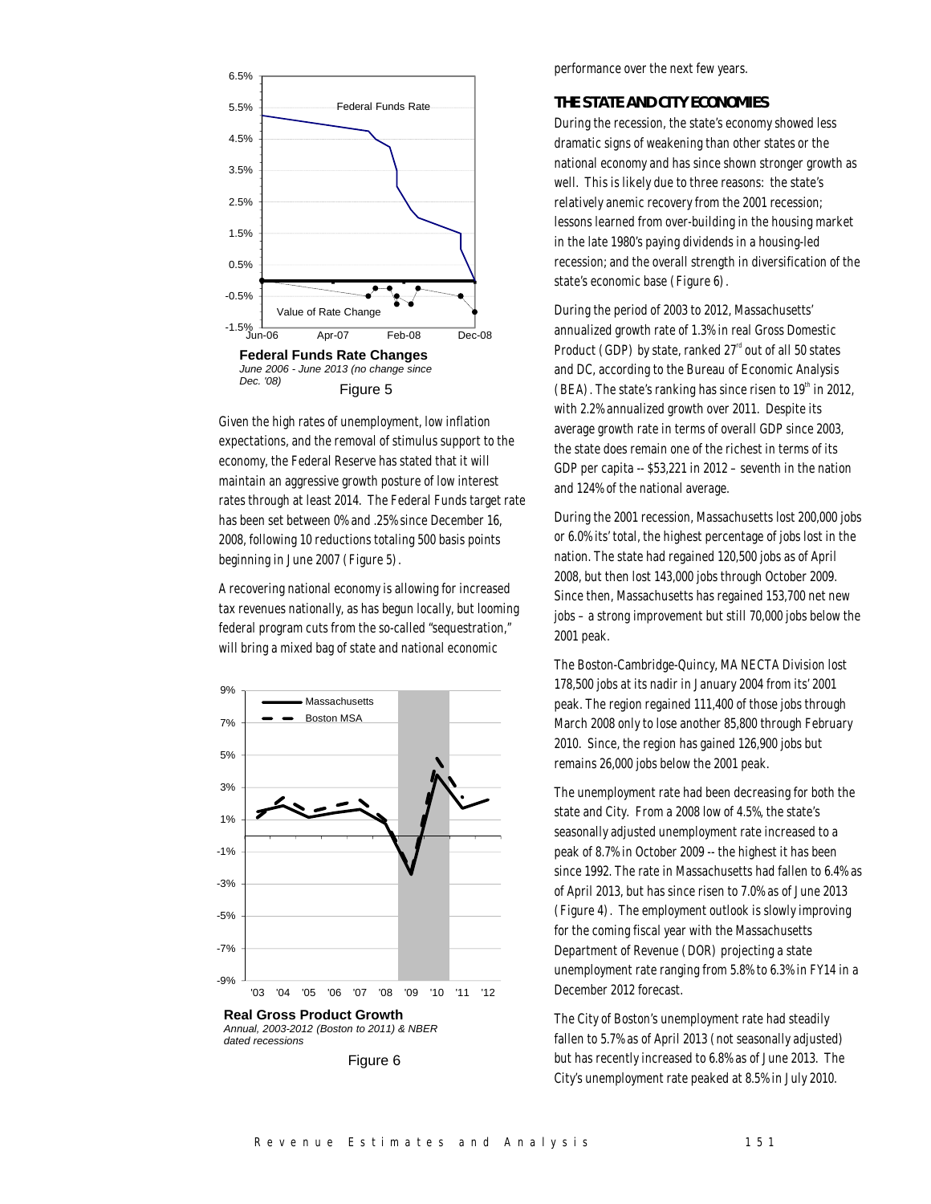**Federal Funds Rate Changes**

*June 2006 - June 2013 (no change since Dec. '08)*

Figure 5

Given the high rates of unemployment, low inflation expectations, and the removal of stimulus support to the economy, the Federal Reserve has stated that it will maintain an aggressive growth posture of low interest rates through at least 2014. The Federal Funds target rate has been set between 0% and .25% since December 16, 2008, following 10 reductions totaling 500 basis points beginning in June 2007 (Figure 5).

A recovering national economy is allowing for increased tax revenues nationally, as has begun locally, but looming federal program cuts from the so-called "sequestration," will bring a mixed bag of state and national economic performance over the next few years.

**Real Gross Product Growth**

*Annual, 2003-2012 (Boston to 2011) & NBER dated recessions*

Figure 6

## THE STATE AND CITY ECONOMIES

During the recession, the state's economy showed less dramatic signs of weakening than other states or the national economy and has since shown stronger growth as well. This is likely due to three reasons: the state's relatively anemic recovery from the 2001 recession; lessons learned from over-building in the housing market in the late 1980's paying dividends in a housing-led recession; and the overall strength in diversification of the state's economic base (Figure 6).

During the period of 2003 to 2012, Massachusetts' annualized growth rate of 1.3% in real Gross Domestic Product (GDP) by state, ranked 27rd out of all 50 states and DC, according to the Bureau of Economic Analysis (BEA). The state's ranking has since risen to 19th in 2012, with 2.2% annualized growth over 2011. Despite its average growth rate in terms of overall GDP since 2003, the state does remain one of the richest in terms of its GDP per capita -- $53,221 in 2012 – seventh in the nation and 124% of the national average.

During the 2001 recession, Massachusetts lost 200,000 jobs or 6.0% its' total, the highest percentage of jobs lost in the nation. The state had regained 120,500 jobs as of April 2008, but then lost 143,000 jobs through October 2009. Since then, Massachusetts has regained 153,700 net new jobs – a strong improvement but still 70,000 jobs below the 2001 peak.

The Boston-Cambridge-Quincy, MA NECTA Division lost 178,500 jobs at its nadir in January 2004 from its' 2001 peak. The region regained 111,400 of those jobs through March 2008 only to lose another 85,800 through February 2010. Since, the region has gained 126,900 jobs but remains 26,000 jobs below the 2001 peak.

The unemployment rate had been decreasing for both the state and City. From a 2008 low of 4.5%, the state's seasonally adjusted unemployment rate increased to a peak of 8.7% in October 2009 -- the highest it has been since 1992. The rate in Massachusetts had fallen to 6.4% as of April 2013, but has since risen to 7.0% as of June 2013 (Figure 4). The employment outlook is slowly improving for the coming fiscal year with the Massachusetts Department of Revenue (DOR) projecting a state unemployment rate ranging from 5.8% to 6.3% in FY14 in a December 2012 forecast.

The City of Boston's unemployment rate had steadily fallen to 5.7% as of April 2013 (not seasonally adjusted) but has recently increased to 6.8% as of June 2013. The City's unemployment rate peaked at 8.5% in July 2010.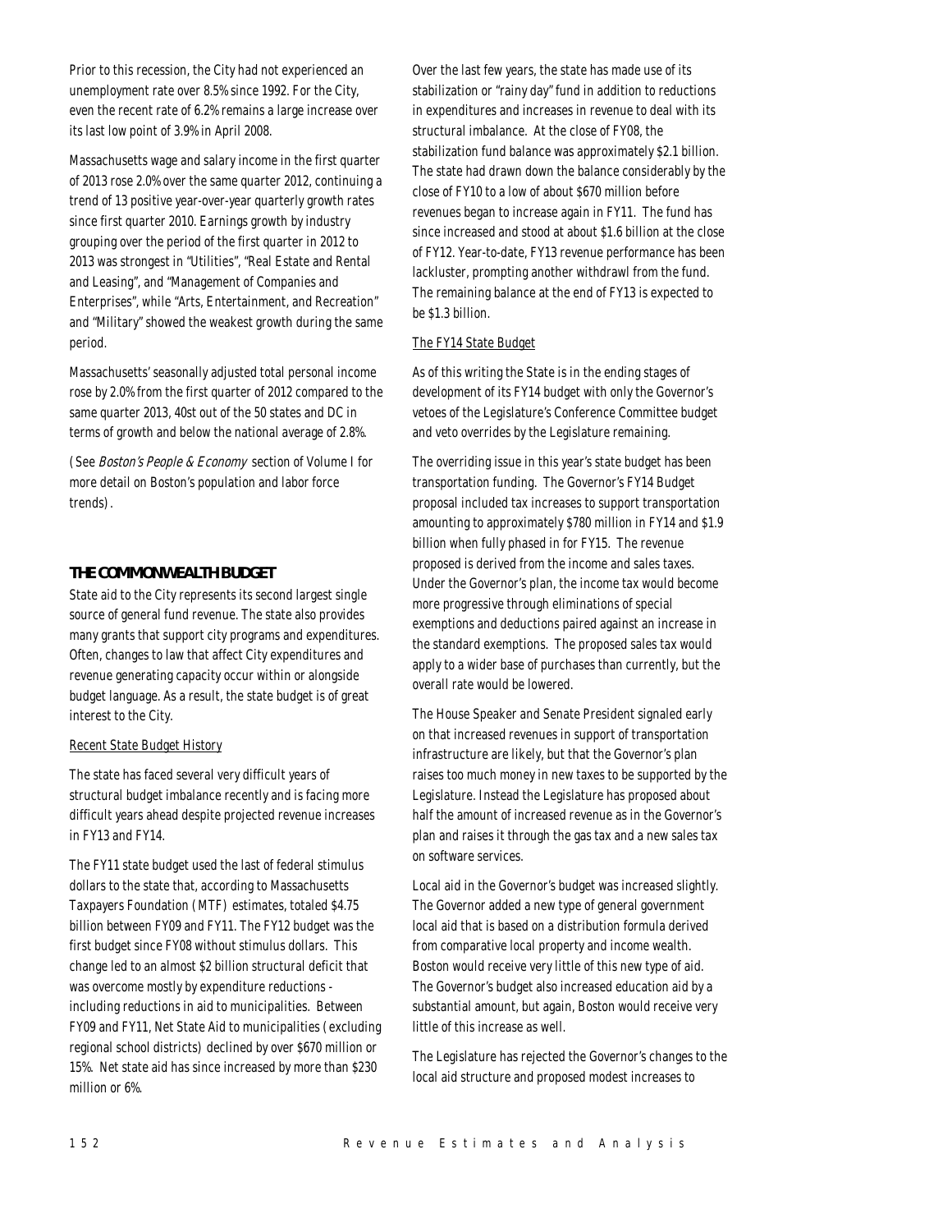Prior to this recession, the City had not experienced an unemployment rate over 8.5% since 1992. For the City, even the recent rate of 6.2% remains a large increase over its last low point of 3.9% in April 2008.

Massachusetts wage and salary income in the first quarter of 2013 rose 2.0% over the same quarter 2012, continuing a trend of 13 positive year-over-year quarterly growth rates since first quarter 2010. Earnings growth by industry grouping over the period of the first quarter in 2012 to 2013 was strongest in "Utilities", "Real Estate and Rental and Leasing", and "Management of Companies and Enterprises", while "Arts, Entertainment, and Recreation" and "Military" showed the weakest growth during the same period.

Massachusetts' seasonally adjusted total personal income rose by 2.0% from the first quarter of 2012 compared to the same quarter 2013, 40st out of the 50 states and DC in terms of growth and below the national average of 2.8%.

(See *Boston's People & Economy* section of Volume I for more detail on Boston's population and labor force trends).

## THE COMMONWEALTH BUDGET

State aid to the City represents its second largest single source of general fund revenue. The state also provides many grants that support city programs and expenditures. Often, changes to law that affect City expenditures and revenue generating capacity occur within or alongside budget language. As a result, the state budget is of great interest to the City.

### Recent State Budget History

The state has faced several very difficult years of structural budget imbalance recently and is facing more difficult years ahead despite projected revenue increases in FY13 and FY14.

The FY11 state budget used the last of federal stimulus dollars to the state that, according to Massachusetts Taxpayers Foundation (MTF) estimates, totaled $4.75 billion between FY09 and FY11. The FY12 budget was the first budget since FY08 without stimulus dollars. This change led to an almost $2 billion structural deficit that was overcome mostly by expenditure reductions - including reductions in aid to municipalities. Between FY09 and FY11, Net State Aid to municipalities (excluding regional school districts) declined by over $670 million or 15%. Net state aid has since increased by more than $230 million or 6%.

Over the last few years, the state has made use of its stabilization or "rainy day" fund in addition to reductions in expenditures and increases in revenue to deal with its structural imbalance. At the close of FY08, the stabilization fund balance was approximately $2.1 billion. The state had drawn down the balance considerably by the close of FY10 to a low of about $670 million before revenues began to increase again in FY11. The fund has since increased and stood at about $1.6 billion at the close of FY12. Year-to-date, FY13 revenue performance has been lackluster, prompting another withdrawl from the fund. The remaining balance at the end of FY13 is expected to be $1.3 billion.

### The FY14 State Budget

As of this writing the State is in the ending stages of development of its FY14 budget with only the Governor's vetoes of the Legislature's Conference Committee budget and veto overrides by the Legislature remaining.

The overriding issue in this year's state budget has been transportation funding. The Governor's FY14 Budget proposal included tax increases to support transportation amounting to approximately $780 million in FY14 and $1.9 billion when fully phased in for FY15. The revenue proposed is derived from the income and sales taxes. Under the Governor's plan, the income tax would become more progressive through eliminations of special exemptions and deductions paired against an increase in the standard exemptions. The proposed sales tax would apply to a wider base of purchases than currently, but the overall rate would be lowered.

The House Speaker and Senate President signaled early on that increased revenues in support of transportation infrastructure are likely, but that the Governor's plan raises too much money in new taxes to be supported by the Legislature. Instead the Legislature has proposed about half the amount of increased revenue as in the Governor's plan and raises it through the gas tax and a new sales tax on software services.

Local aid in the Governor's budget was increased slightly. The Governor added a new type of general government local aid that is based on a distribution formula derived from comparative local property and income wealth. Boston would receive very little of this new type of aid. The Governor's budget also increased education aid by a substantial amount, but again, Boston would receive very little of this increase as well.

The Legislature has rejected the Governor's changes to the local aid structure and proposed modest increases to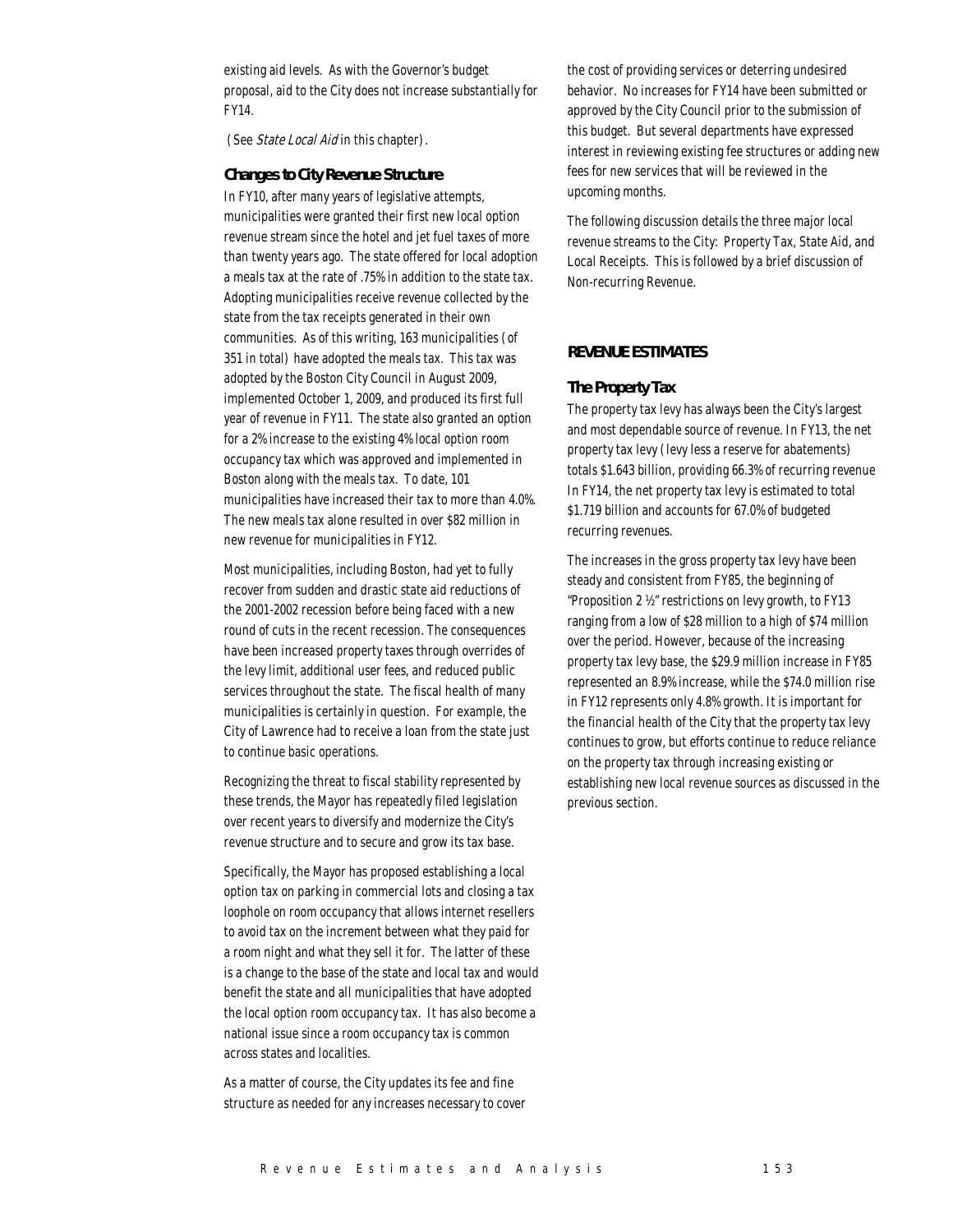existing aid levels. As with the Governor's budget proposal, aid to the City does not increase substantially for FY14.

(See *State Local Aid* in this chapter).

### Changes to City Revenue Structure

In FY10, after many years of legislative attempts, municipalities were granted their first new local option revenue stream since the hotel and jet fuel taxes of more than twenty years ago. The state offered for local adoption a meals tax at the rate of .75% in addition to the state tax. Adopting municipalities receive revenue collected by the state from the tax receipts generated in their own communities. As of this writing, 163 municipalities (of 351 in total) have adopted the meals tax. This tax was adopted by the Boston City Council in August 2009, implemented October 1, 2009, and produced its first full year of revenue in FY11. The state also granted an option for a 2% increase to the existing 4% local option room occupancy tax which was approved and implemented in Boston along with the meals tax. To date, 101 municipalities have increased their tax to more than 4.0%. The new meals tax alone resulted in over $82 million in new revenue for municipalities in FY12.

Most municipalities, including Boston, had yet to fully recover from sudden and drastic state aid reductions of the 2001-2002 recession before being faced with a new round of cuts in the recent recession. The consequences have been increased property taxes through overrides of the levy limit, additional user fees, and reduced public services throughout the state. The fiscal health of many municipalities is certainly in question. For example, the City of Lawrence had to receive a loan from the state just to continue basic operations.

Recognizing the threat to fiscal stability represented by these trends, the Mayor has repeatedly filed legislation over recent years to diversify and modernize the City's revenue structure and to secure and grow its tax base.

Specifically, the Mayor has proposed establishing a local option tax on parking in commercial lots and closing a tax loophole on room occupancy that allows internet resellers to avoid tax on the increment between what they paid for a room night and what they sell it for. The latter of these is a change to the base of the state and local tax and would benefit the state and all municipalities that have adopted the local option room occupancy tax. It has also become a national issue since a room occupancy tax is common across states and localities.

As a matter of course, the City updates its fee and fine structure as needed for any increases necessary to cover the cost of providing services or deterring undesired behavior. No increases for FY14 have been submitted or approved by the City Council prior to the submission of this budget. But several departments have expressed interest in reviewing existing fee structures or adding new fees for new services that will be reviewed in the upcoming months.

The following discussion details the three major local revenue streams to the City: Property Tax, State Aid, and Local Receipts. This is followed by a brief discussion of Non-recurring Revenue.

## REVENUE ESTIMATES

### The Property Tax

The property tax levy has always been the City's largest and most dependable source of revenue. In FY13, the net property tax levy (levy less a reserve for abatements) totals $1.643 billion, providing 66.3% of recurring revenue In FY14, the net property tax levy is estimated to total $1.719 billion and accounts for 67.0% of budgeted recurring revenues.

The increases in the gross property tax levy have been steady and consistent from FY85, the beginning of "Proposition 2 ½" restrictions on levy growth, to FY13 ranging from a low of $28 million to a high of $74 million over the period. However, because of the increasing property tax levy base, the $29.9 million increase in FY85 represented an 8.9% increase, while the $74.0 million rise in FY12 represents only 4.8% growth. It is important for the financial health of the City that the property tax levy continues to grow, but efforts continue to reduce reliance on the property tax through increasing existing or establishing new local revenue sources as discussed in the previous section.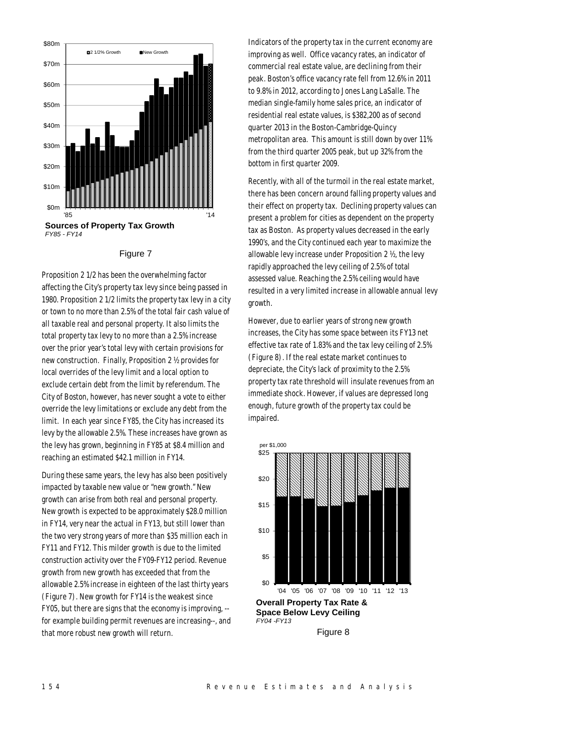**Sources of Property Tax Growth**
*FY85 - FY14*

Figure 7

Proposition 2 1/2 has been the overwhelming factor affecting the City's property tax levy since being passed in 1980. Proposition 2 1/2 limits the property tax levy in a city or town to no more than 2.5% of the total fair cash value of all taxable real and personal property. It also limits the total property tax levy to no more than a 2.5% increase over the prior year's total levy with certain provisions for new construction. Finally, Proposition 2 ½ provides for local overrides of the levy limit and a local option to exclude certain debt from the limit by referendum. The City of Boston, however, has never sought a vote to either override the levy limitations or exclude any debt from the limit. In each year since FY85, the City has increased its levy by the allowable 2.5%. These increases have grown as the levy has grown, beginning in FY85 at $8.4 million and reaching an estimated $42.1 million in FY14.

During these same years, the levy has also been positively impacted by taxable new value or "new growth." New growth can arise from both real and personal property. New growth is expected to be approximately $28.0 million in FY14, very near the actual in FY13, but still lower than the two very strong years of more than $35 million each in FY11 and FY12. This milder growth is due to the limited construction activity over the FY09-FY12 period. Revenue growth from new growth has exceeded that from the allowable 2.5% increase in eighteen of the last thirty years (Figure 7). New growth for FY14 is the weakest since FY05, but there are signs that the economy is improving, --for example building permit revenues are increasing--, and that more robust new growth will return.

Indicators of the property tax in the current economy are improving as well. Office vacancy rates, an indicator of commercial real estate value, are declining from their peak. Boston's office vacancy rate fell from 12.6% in 2011 to 9.8% in 2012, according to Jones Lang LaSalle. The median single-family home sales price, an indicator of residential real estate values, is $382,200 as of second quarter 2013 in the Boston-Cambridge-Quincy metropolitan area. This amount is still down by over 11% from the third quarter 2005 peak, but up 32% from the bottom in first quarter 2009.

Recently, with all of the turmoil in the real estate market, there has been concern around falling property values and their effect on property tax. Declining property values can present a problem for cities as dependent on the property tax as Boston. As property values decreased in the early 1990's, and the City continued each year to maximize the allowable levy increase under Proposition 2 ½, the levy rapidly approached the levy ceiling of 2.5% of total assessed value. Reaching the 2.5% ceiling would have resulted in a very limited increase in allowable annual levy growth.

However, due to earlier years of strong new growth increases, the City has some space between its FY13 net effective tax rate of 1.83% and the tax levy ceiling of 2.5% (Figure 8). If the real estate market continues to depreciate, the City's lack of proximity to the 2.5% property tax rate threshold will insulate revenues from an immediate shock. However, if values are depressed long enough, future growth of the property tax could be impaired.

**Overall Property Tax Rate & Space Below Levy Ceiling**
*FY04 -FY13*

Figure 8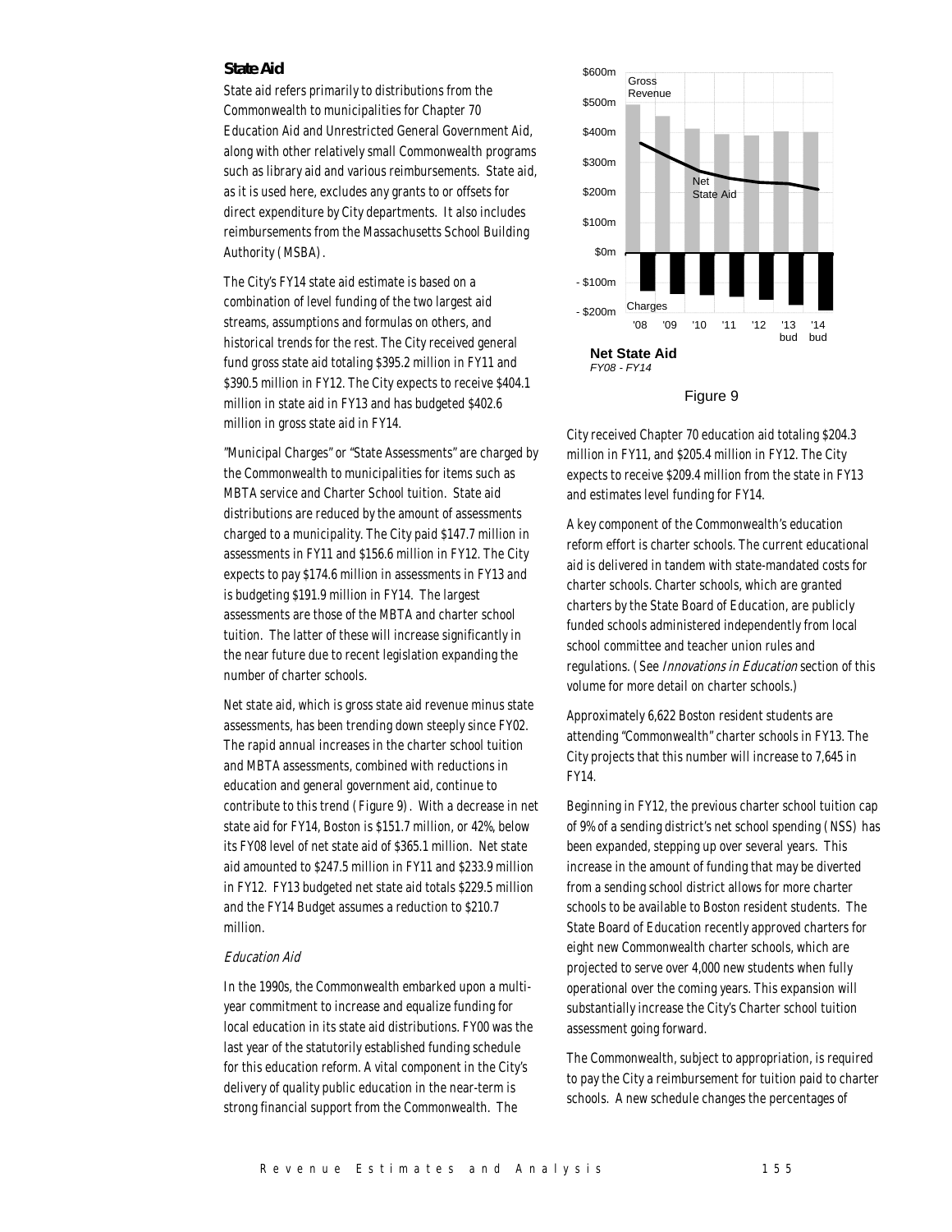### State Aid

State aid refers primarily to distributions from the Commonwealth to municipalities for Chapter 70 Education Aid and Unrestricted General Government Aid, along with other relatively small Commonwealth programs such as library aid and various reimbursements. State aid, as it is used here, excludes any grants to or offsets for direct expenditure by City departments. It also includes reimbursements from the Massachusetts School Building Authority (MSBA).

The City's FY14 state aid estimate is based on a combination of level funding of the two largest aid streams, assumptions and formulas on others, and historical trends for the rest. The City received general fund gross state aid totaling $395.2 million in FY11 and $390.5 million in FY12. The City expects to receive $404.1 million in state aid in FY13 and has budgeted $402.6 million in gross state aid in FY14.

"Municipal Charges" or "State Assessments" are charged by the Commonwealth to municipalities for items such as MBTA service and Charter School tuition. State aid distributions are reduced by the amount of assessments charged to a municipality. The City paid $147.7 million in assessments in FY11 and $156.6 million in FY12. The City expects to pay $174.6 million in assessments in FY13 and is budgeting $191.9 million in FY14. The largest assessments are those of the MBTA and charter school tuition. The latter of these will increase significantly in the near future due to recent legislation expanding the number of charter schools.

Net state aid, which is gross state aid revenue minus state assessments, has been trending down steeply since FY02. The rapid annual increases in the charter school tuition and MBTA assessments, combined with reductions in education and general government aid, continue to contribute to this trend (Figure 9). With a decrease in net state aid for FY14, Boston is $151.7 million, or 42%, below its FY08 level of net state aid of $365.1 million. Net state aid amounted to $247.5 million in FY11 and $233.9 million in FY12. FY13 budgeted net state aid totals $229.5 million and the FY14 Budget assumes a reduction to $210.7 million.

#### *Education Aid*

In the 1990s, the Commonwealth embarked upon a multi-year commitment to increase and equalize funding for local education in its state aid distributions. FY00 was the last year of the statutorily established funding schedule for this education reform. A vital component in the City's delivery of quality public education in the near-term is strong financial support from the Commonwealth. The City received Chapter 70 education aid totaling $204.3 million in FY11, and $205.4 million in FY12. The City expects to receive $209.4 million from the state in FY13 and estimates level funding for FY14.

**Net State Aid**
*FY08 - FY14*

Figure 9

A key component of the Commonwealth's education reform effort is charter schools. The current educational aid is delivered in tandem with state-mandated costs for charter schools. Charter schools, which are granted charters by the State Board of Education, are publicly funded schools administered independently from local school committee and teacher union rules and regulations. (See *Innovations in Education* section of this volume for more detail on charter schools.)

Approximately 6,622 Boston resident students are attending "Commonwealth" charter schools in FY13. The City projects that this number will increase to 7,645 in FY14.

Beginning in FY12, the previous charter school tuition cap of 9% of a sending district's net school spending (NSS) has been expanded, stepping up over several years. This increase in the amount of funding that may be diverted from a sending school district allows for more charter schools to be available to Boston resident students. The State Board of Education recently approved charters for eight new Commonwealth charter schools, which are projected to serve over 4,000 new students when fully operational over the coming years. This expansion will substantially increase the City's Charter school tuition assessment going forward.

The Commonwealth, subject to appropriation, is required to pay the City a reimbursement for tuition paid to charter schools. A new schedule changes the percentages of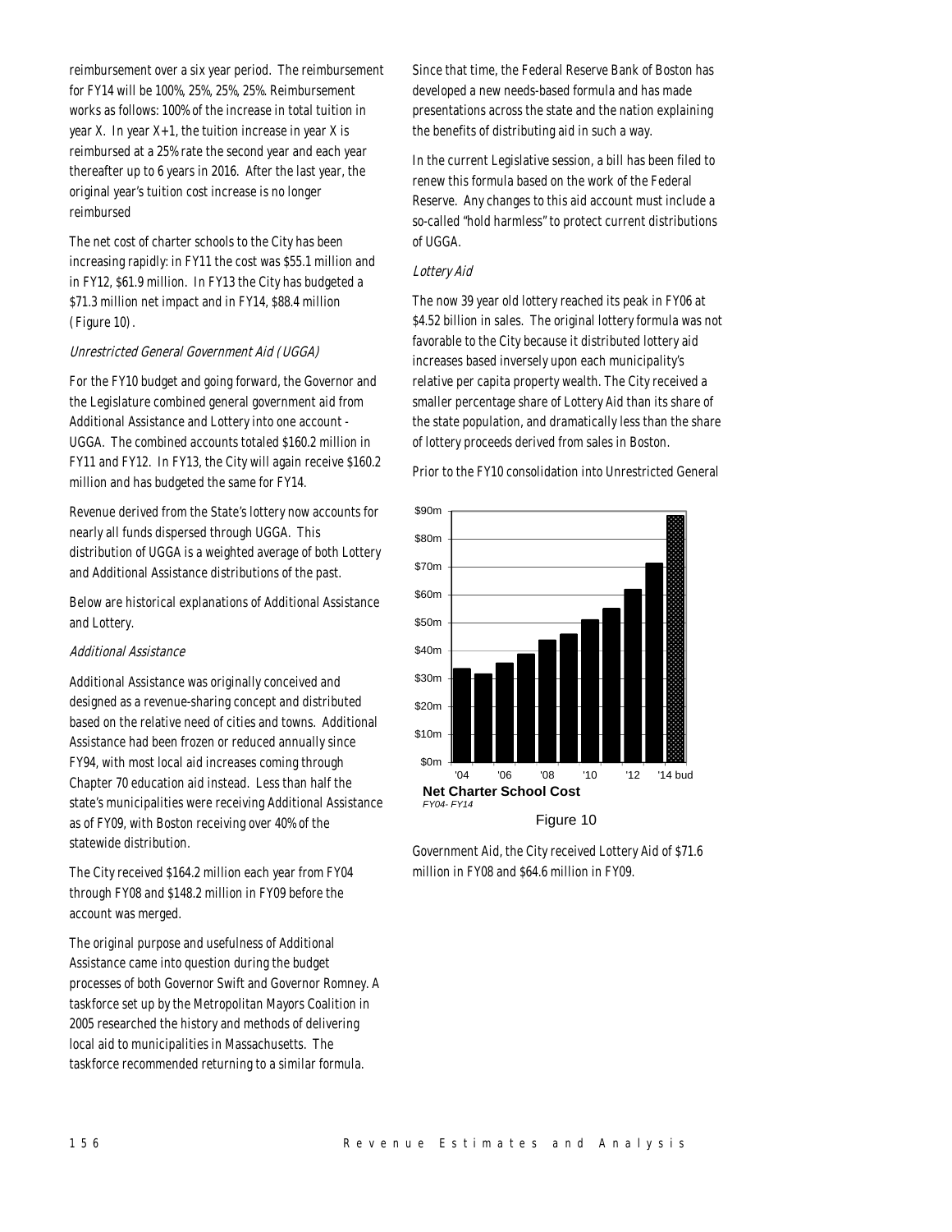reimbursement over a six year period. The reimbursement for FY14 will be 100%, 25%, 25%, 25%. Reimbursement works as follows: 100% of the increase in total tuition in year X. In year X+1, the tuition increase in year X is reimbursed at a 25% rate the second year and each year thereafter up to 6 years in 2016. After the last year, the original year's tuition cost increase is no longer reimbursed

The net cost of charter schools to the City has been increasing rapidly: in FY11 the cost was $55.1 million and in FY12, $61.9 million. In FY13 the City has budgeted a $71.3 million net impact and in FY14, $88.4 million (Figure 10).

*Unrestricted General Government Aid (UGGA)*

For the FY10 budget and going forward, the Governor and the Legislature combined general government aid from Additional Assistance and Lottery into one account - UGGA. The combined accounts totaled $160.2 million in FY11 and FY12. In FY13, the City will again receive $160.2 million and has budgeted the same for FY14.

Revenue derived from the State's lottery now accounts for nearly all funds dispersed through UGGA. This distribution of UGGA is a weighted average of both Lottery and Additional Assistance distributions of the past.

Below are historical explanations of Additional Assistance and Lottery.

*Additional Assistance*

Additional Assistance was originally conceived and designed as a revenue-sharing concept and distributed based on the relative need of cities and towns. Additional Assistance had been frozen or reduced annually since FY94, with most local aid increases coming through Chapter 70 education aid instead. Less than half the state's municipalities were receiving Additional Assistance as of FY09, with Boston receiving over 40% of the statewide distribution.

The City received $164.2 million each year from FY04 through FY08 and $148.2 million in FY09 before the account was merged.

The original purpose and usefulness of Additional Assistance came into question during the budget processes of both Governor Swift and Governor Romney. A taskforce set up by the Metropolitan Mayors Coalition in 2005 researched the history and methods of delivering local aid to municipalities in Massachusetts. The taskforce recommended returning to a similar formula.

Since that time, the Federal Reserve Bank of Boston has developed a new needs-based formula and has made presentations across the state and the nation explaining the benefits of distributing aid in such a way.

In the current Legislative session, a bill has been filed to renew this formula based on the work of the Federal Reserve. Any changes to this aid account must include a so-called "hold harmless" to protect current distributions of UGGA.

*Lottery Aid*

The now 39 year old lottery reached its peak in FY06 at $4.52 billion in sales. The original lottery formula was not favorable to the City because it distributed lottery aid increases based inversely upon each municipality's relative per capita property wealth. The City received a smaller percentage share of Lottery Aid than its share of the state population, and dramatically less than the share of lottery proceeds derived from sales in Boston.

Prior to the FY10 consolidation into Unrestricted General Government Aid, the City received Lottery Aid of $71.6 million in FY08 and $64.6 million in FY09.

**Net Charter School Cost**
*FY04- FY14*

Figure 10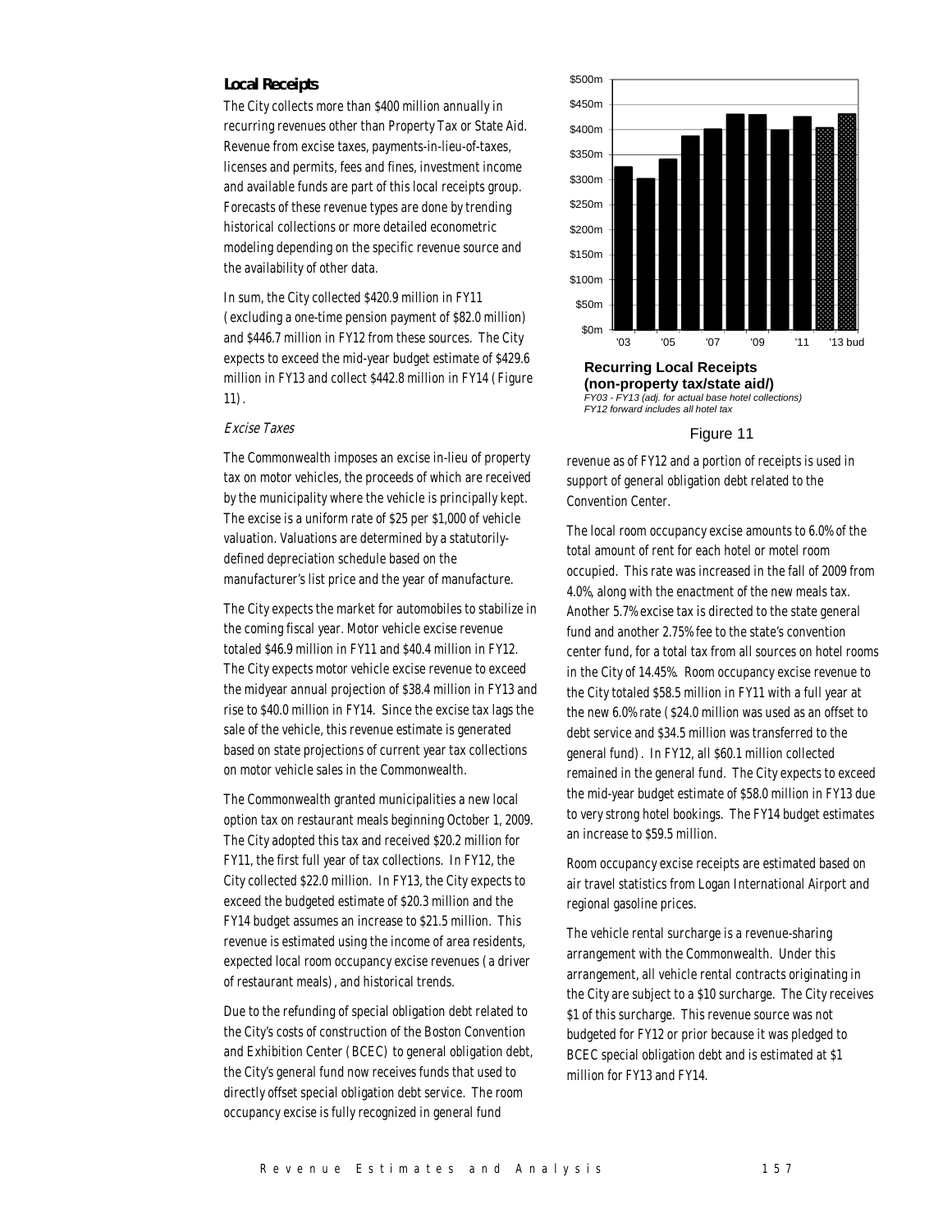### Local Receipts

The City collects more than $400 million annually in recurring revenues other than Property Tax or State Aid. Revenue from excise taxes, payments-in-lieu-of-taxes, licenses and permits, fees and fines, investment income and available funds are part of this local receipts group. Forecasts of these revenue types are done by trending historical collections or more detailed econometric modeling depending on the specific revenue source and the availability of other data.

In sum, the City collected $420.9 million in FY11 (excluding a one-time pension payment of $82.0 million) and $446.7 million in FY12 from these sources. The City expects to exceed the mid-year budget estimate of $429.6 million in FY13 and collect $442.8 million in FY14 (Figure 11).

*Excise Taxes*

The Commonwealth imposes an excise in-lieu of property tax on motor vehicles, the proceeds of which are received by the municipality where the vehicle is principally kept. The excise is a uniform rate of $25 per $1,000 of vehicle valuation. Valuations are determined by a statutorily-defined depreciation schedule based on the manufacturer's list price and the year of manufacture.

The City expects the market for automobiles to stabilize in the coming fiscal year. Motor vehicle excise revenue totaled $46.9 million in FY11 and $40.4 million in FY12. The City expects motor vehicle excise revenue to exceed the midyear annual projection of $38.4 million in FY13 and rise to $40.0 million in FY14. Since the excise tax lags the sale of the vehicle, this revenue estimate is generated based on state projections of current year tax collections on motor vehicle sales in the Commonwealth.

The Commonwealth granted municipalities a new local option tax on restaurant meals beginning October 1, 2009. The City adopted this tax and received $20.2 million for FY11, the first full year of tax collections. In FY12, the City collected $22.0 million. In FY13, the City expects to exceed the budgeted estimate of $20.3 million and the FY14 budget assumes an increase to $21.5 million. This revenue is estimated using the income of area residents, expected local room occupancy excise revenues (a driver of restaurant meals), and historical trends.

Due to the refunding of special obligation debt related to the City's costs of construction of the Boston Convention and Exhibition Center (BCEC) to general obligation debt, the City's general fund now receives funds that used to directly offset special obligation debt service. The room occupancy excise is fully recognized in general fund revenue as of FY12 and a portion of receipts is used in support of general obligation debt related to the Convention Center.

**Recurring Local Receipts (non-property tax/state aid/)**
*FY03 - FY13 (adj. for actual base hotel collections)*
*FY12 forward includes all hotel tax*

Figure 11

The local room occupancy excise amounts to 6.0% of the total amount of rent for each hotel or motel room occupied. This rate was increased in the fall of 2009 from 4.0%, along with the enactment of the new meals tax. Another 5.7% excise tax is directed to the state general fund and another 2.75% fee to the state's convention center fund, for a total tax from all sources on hotel rooms in the City of 14.45%. Room occupancy excise revenue to the City totaled $58.5 million in FY11 with a full year at the new 6.0% rate ($24.0 million was used as an offset to debt service and $34.5 million was transferred to the general fund). In FY12, all $60.1 million collected remained in the general fund. The City expects to exceed the mid-year budget estimate of $58.0 million in FY13 due to very strong hotel bookings. The FY14 budget estimates an increase to $59.5 million.

Room occupancy excise receipts are estimated based on air travel statistics from Logan International Airport and regional gasoline prices.

The vehicle rental surcharge is a revenue-sharing arrangement with the Commonwealth. Under this arrangement, all vehicle rental contracts originating in the City are subject to a $10 surcharge. The City receives $1 of this surcharge. This revenue source was not budgeted for FY12 or prior because it was pledged to BCEC special obligation debt and is estimated at $1 million for FY13 and FY14.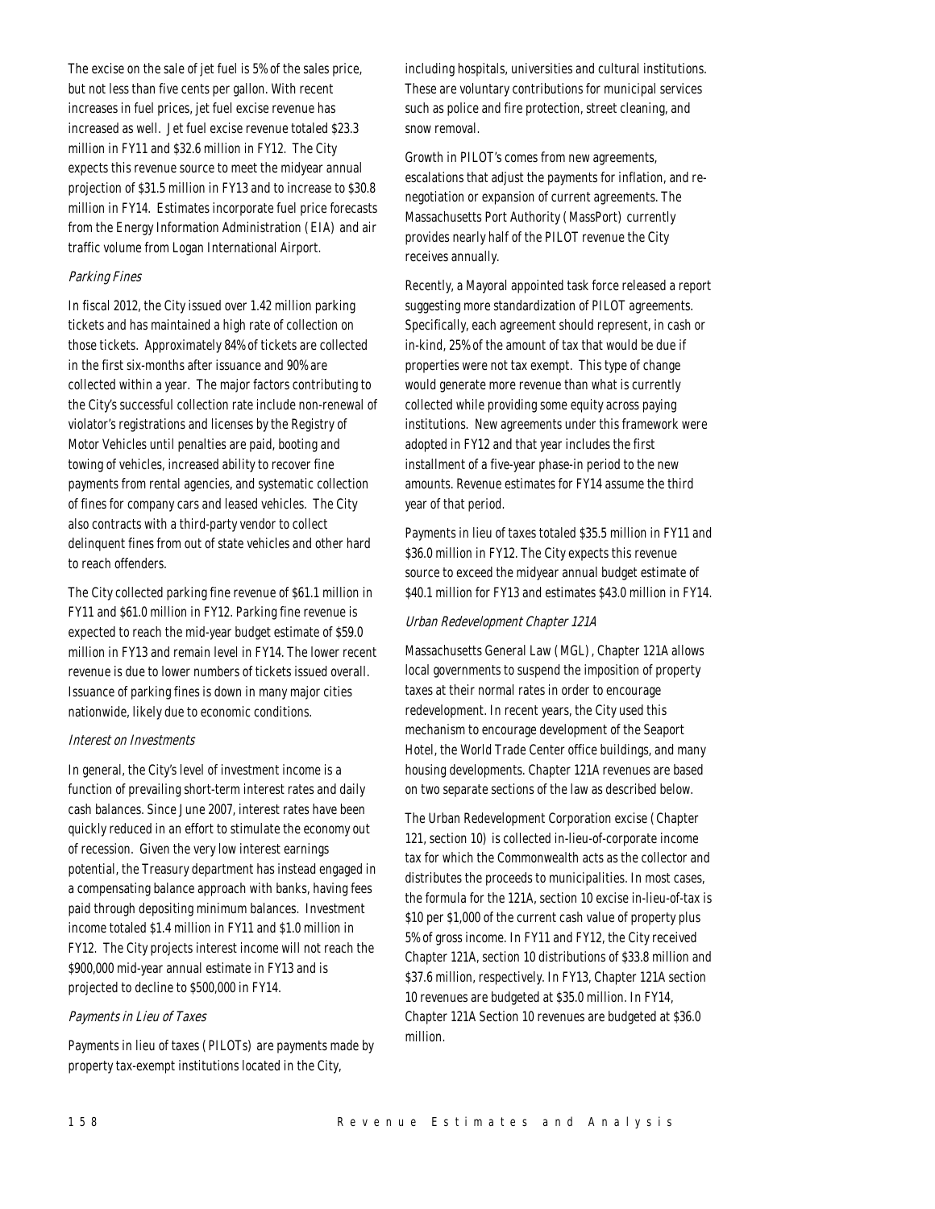The excise on the sale of jet fuel is 5% of the sales price, but not less than five cents per gallon. With recent increases in fuel prices, jet fuel excise revenue has increased as well. Jet fuel excise revenue totaled $23.3 million in FY11 and $32.6 million in FY12. The City expects this revenue source to meet the midyear annual projection of $31.5 million in FY13 and to increase to $30.8 million in FY14. Estimates incorporate fuel price forecasts from the Energy Information Administration (EIA) and air traffic volume from Logan International Airport.

### *Parking Fines*

In fiscal 2012, the City issued over 1.42 million parking tickets and has maintained a high rate of collection on those tickets. Approximately 84% of tickets are collected in the first six-months after issuance and 90% are collected within a year. The major factors contributing to the City's successful collection rate include non-renewal of violator's registrations and licenses by the Registry of Motor Vehicles until penalties are paid, booting and towing of vehicles, increased ability to recover fine payments from rental agencies, and systematic collection of fines for company cars and leased vehicles. The City also contracts with a third-party vendor to collect delinquent fines from out of state vehicles and other hard to reach offenders.

The City collected parking fine revenue of $61.1 million in FY11 and $61.0 million in FY12. Parking fine revenue is expected to reach the mid-year budget estimate of $59.0 million in FY13 and remain level in FY14. The lower recent revenue is due to lower numbers of tickets issued overall. Issuance of parking fines is down in many major cities nationwide, likely due to economic conditions.

### *Interest on Investments*

In general, the City's level of investment income is a function of prevailing short-term interest rates and daily cash balances. Since June 2007, interest rates have been quickly reduced in an effort to stimulate the economy out of recession. Given the very low interest earnings potential, the Treasury department has instead engaged in a compensating balance approach with banks, having fees paid through depositing minimum balances. Investment income totaled $1.4 million in FY11 and $1.0 million in FY12. The City projects interest income will not reach the $900,000 mid-year annual estimate in FY13 and is projected to decline to $500,000 in FY14.

### *Payments in Lieu of Taxes*

Payments in lieu of taxes (PILOTs) are payments made by property tax-exempt institutions located in the City, including hospitals, universities and cultural institutions. These are voluntary contributions for municipal services such as police and fire protection, street cleaning, and snow removal.

Growth in PILOT's comes from new agreements, escalations that adjust the payments for inflation, and re-negotiation or expansion of current agreements. The Massachusetts Port Authority (MassPort) currently provides nearly half of the PILOT revenue the City receives annually.

Recently, a Mayoral appointed task force released a report suggesting more standardization of PILOT agreements. Specifically, each agreement should represent, in cash or in-kind, 25% of the amount of tax that would be due if properties were not tax exempt. This type of change would generate more revenue than what is currently collected while providing some equity across paying institutions. New agreements under this framework were adopted in FY12 and that year includes the first installment of a five-year phase-in period to the new amounts. Revenue estimates for FY14 assume the third year of that period.

Payments in lieu of taxes totaled $35.5 million in FY11 and $36.0 million in FY12. The City expects this revenue source to exceed the midyear annual budget estimate of $40.1 million for FY13 and estimates $43.0 million in FY14.

### *Urban Redevelopment Chapter 121A*

Massachusetts General Law (MGL), Chapter 121A allows local governments to suspend the imposition of property taxes at their normal rates in order to encourage redevelopment. In recent years, the City used this mechanism to encourage development of the Seaport Hotel, the World Trade Center office buildings, and many housing developments. Chapter 121A revenues are based on two separate sections of the law as described below.

The Urban Redevelopment Corporation excise (Chapter 121, section 10) is collected in-lieu-of-corporate income tax for which the Commonwealth acts as the collector and distributes the proceeds to municipalities. In most cases, the formula for the 121A, section 10 excise in-lieu-of-tax is $10 per $1,000 of the current cash value of property plus 5% of gross income. In FY11 and FY12, the City received Chapter 121A, section 10 distributions of $33.8 million and $37.6 million, respectively. In FY13, Chapter 121A section 10 revenues are budgeted at $35.0 million. In FY14, Chapter 121A Section 10 revenues are budgeted at $36.0 million.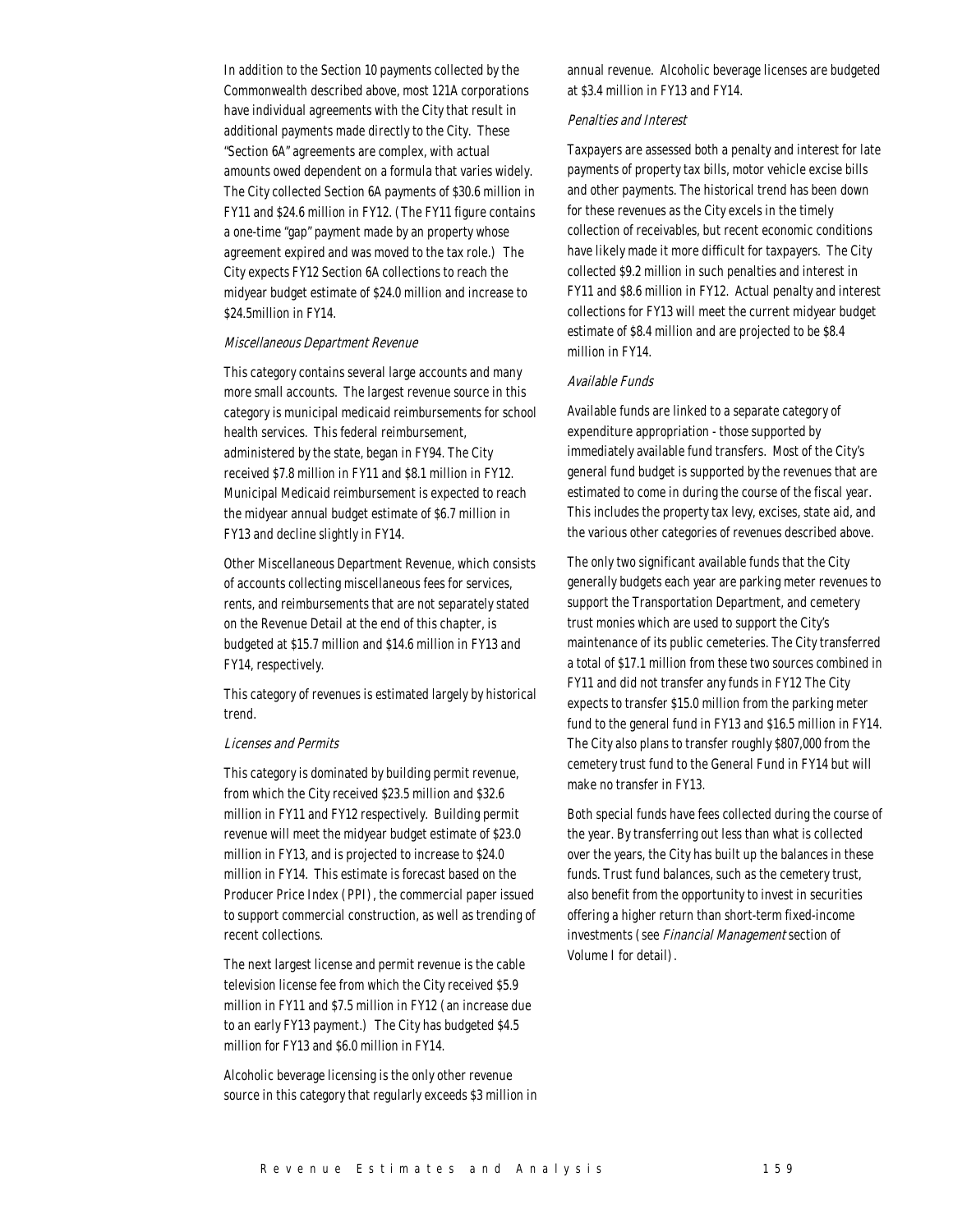In addition to the Section 10 payments collected by the Commonwealth described above, most 121A corporations have individual agreements with the City that result in additional payments made directly to the City. These "Section 6A" agreements are complex, with actual amounts owed dependent on a formula that varies widely. The City collected Section 6A payments of $30.6 million in FY11 and $24.6 million in FY12. (The FY11 figure contains a one-time "gap" payment made by an property whose agreement expired and was moved to the tax role.) The City expects FY12 Section 6A collections to reach the midyear budget estimate of $24.0 million and increase to $24.5million in FY14.

*Miscellaneous Department Revenue*

This category contains several large accounts and many more small accounts. The largest revenue source in this category is municipal medicaid reimbursements for school health services. This federal reimbursement, administered by the state, began in FY94. The City received $7.8 million in FY11 and $8.1 million in FY12. Municipal Medicaid reimbursement is expected to reach the midyear annual budget estimate of $6.7 million in FY13 and decline slightly in FY14.

Other Miscellaneous Department Revenue, which consists of accounts collecting miscellaneous fees for services, rents, and reimbursements that are not separately stated on the Revenue Detail at the end of this chapter, is budgeted at $15.7 million and $14.6 million in FY13 and FY14, respectively.

This category of revenues is estimated largely by historical trend.

*Licenses and Permits*

This category is dominated by building permit revenue, from which the City received $23.5 million and $32.6 million in FY11 and FY12 respectively. Building permit revenue will meet the midyear budget estimate of $23.0 million in FY13, and is projected to increase to $24.0 million in FY14. This estimate is forecast based on the Producer Price Index (PPI), the commercial paper issued to support commercial construction, as well as trending of recent collections.

The next largest license and permit revenue is the cable television license fee from which the City received $5.9 million in FY11 and $7.5 million in FY12 (an increase due to an early FY13 payment.) The City has budgeted $4.5 million for FY13 and $6.0 million in FY14.

Alcoholic beverage licensing is the only other revenue source in this category that regularly exceeds $3 million in annual revenue. Alcoholic beverage licenses are budgeted at $3.4 million in FY13 and FY14.

*Penalties and Interest*

Taxpayers are assessed both a penalty and interest for late payments of property tax bills, motor vehicle excise bills and other payments. The historical trend has been down for these revenues as the City excels in the timely collection of receivables, but recent economic conditions have likely made it more difficult for taxpayers. The City collected $9.2 million in such penalties and interest in FY11 and $8.6 million in FY12. Actual penalty and interest collections for FY13 will meet the current midyear budget estimate of $8.4 million and are projected to be $8.4 million in FY14.

*Available Funds*

Available funds are linked to a separate category of expenditure appropriation - those supported by immediately available fund transfers. Most of the City's general fund budget is supported by the revenues that are estimated to come in during the course of the fiscal year. This includes the property tax levy, excises, state aid, and the various other categories of revenues described above.

The only two significant available funds that the City generally budgets each year are parking meter revenues to support the Transportation Department, and cemetery trust monies which are used to support the City's maintenance of its public cemeteries. The City transferred a total of $17.1 million from these two sources combined in FY11 and did not transfer any funds in FY12 The City expects to transfer $15.0 million from the parking meter fund to the general fund in FY13 and $16.5 million in FY14. The City also plans to transfer roughly $807,000 from the cemetery trust fund to the General Fund in FY14 but will make no transfer in FY13.

Both special funds have fees collected during the course of the year. By transferring out less than what is collected over the years, the City has built up the balances in these funds. Trust fund balances, such as the cemetery trust, also benefit from the opportunity to invest in securities offering a higher return than short-term fixed-income investments (see *Financial Management* section of Volume I for detail).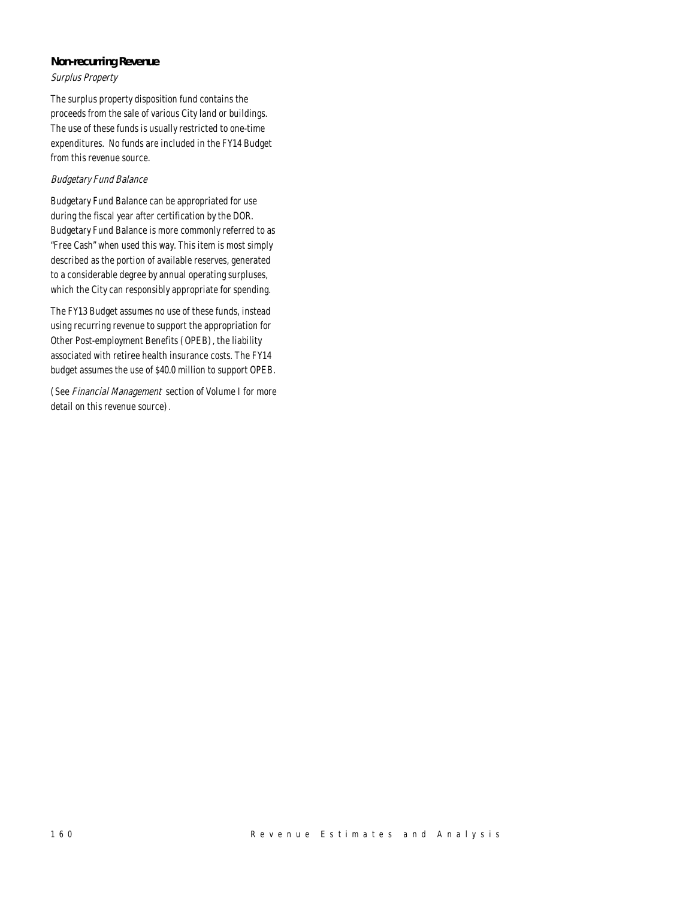### Non-recurring Revenue

#### *Surplus Property*

The surplus property disposition fund contains the proceeds from the sale of various City land or buildings. The use of these funds is usually restricted to one-time expenditures. No funds are included in the FY14 Budget from this revenue source.

#### *Budgetary Fund Balance*

Budgetary Fund Balance can be appropriated for use during the fiscal year after certification by the DOR. Budgetary Fund Balance is more commonly referred to as "Free Cash" when used this way. This item is most simply described as the portion of available reserves, generated to a considerable degree by annual operating surpluses, which the City can responsibly appropriate for spending.

The FY13 Budget assumes no use of these funds, instead using recurring revenue to support the appropriation for Other Post-employment Benefits (OPEB), the liability associated with retiree health insurance costs. The FY14 budget assumes the use of $40.0 million to support OPEB.

(See *Financial Management* section of Volume I for more detail on this revenue source).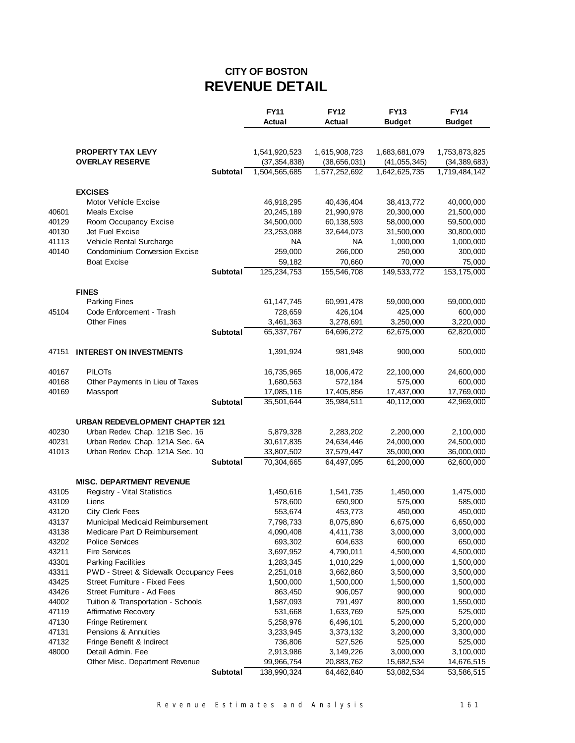# CITY OF BOSTON
## REVENUE DETAIL

| | | | FY11 Actual | FY12 Actual | FY13 Budget | FY14 Budget |
|---|---|---|---|---|---|---|
| | **PROPERTY TAX LEVY** | | 1,541,920,523 | 1,615,908,723 | 1,683,681,079 | 1,753,873,825 |
| | **OVERLAY RESERVE** | | (37,354,838) | (38,656,031) | (41,055,345) | (34,389,683) |
| | | **Subtotal** | 1,504,565,685 | 1,577,252,692 | 1,642,625,735 | 1,719,484,142 |
| | **EXCISES** | | | | | |
| | Motor Vehicle Excise | | 46,918,295 | 40,436,404 | 38,413,772 | 40,000,000 |
| 40601 | Meals Excise | | 20,245,189 | 21,990,978 | 20,300,000 | 21,500,000 |
| 40129 | Room Occupancy Excise | | 34,500,000 | 60,138,593 | 58,000,000 | 59,500,000 |
| 40130 | Jet Fuel Excise | | 23,253,088 | 32,644,073 | 31,500,000 | 30,800,000 |
| 41113 | Vehicle Rental Surcharge | | NA | NA | 1,000,000 | 1,000,000 |
| 40140 | Condominium Conversion Excise | | 259,000 | 266,000 | 250,000 | 300,000 |
| | Boat Excise | | 59,182 | 70,660 | 70,000 | 75,000 |
| | | **Subtotal** | 125,234,753 | 155,546,708 | 149,533,772 | 153,175,000 |
| | **FINES** | | | | | |
| | Parking Fines | | 61,147,745 | 60,991,478 | 59,000,000 | 59,000,000 |
| 45104 | Code Enforcement - Trash | | 728,659 | 426,104 | 425,000 | 600,000 |
| | Other Fines | | 3,461,363 | 3,278,691 | 3,250,000 | 3,220,000 |
| | | **Subtotal** | 65,337,767 | 64,696,272 | 62,675,000 | 62,820,000 |
| 47151 | **INTEREST ON INVESTMENTS** | | 1,391,924 | 981,948 | 900,000 | 500,000 |
| 40167 | PILOTs | | 16,735,965 | 18,006,472 | 22,100,000 | 24,600,000 |
| 40168 | Other Payments In Lieu of Taxes | | 1,680,563 | 572,184 | 575,000 | 600,000 |
| 40169 | Massport | | 17,085,116 | 17,405,856 | 17,437,000 | 17,769,000 |
| | | **Subtotal** | 35,501,644 | 35,984,511 | 40,112,000 | 42,969,000 |
| | **URBAN REDEVELOPMENT CHAPTER 121** | | | | | |
| 40230 | Urban Redev. Chap. 121B Sec. 16 | | 5,879,328 | 2,283,202 | 2,200,000 | 2,100,000 |
| 40231 | Urban Redev. Chap. 121A Sec. 6A | | 30,617,835 | 24,634,446 | 24,000,000 | 24,500,000 |
| 41013 | Urban Redev. Chap. 121A Sec. 10 | | 33,807,502 | 37,579,447 | 35,000,000 | 36,000,000 |
| | | **Subtotal** | 70,304,665 | 64,497,095 | 61,200,000 | 62,600,000 |
| | **MISC. DEPARTMENT REVENUE** | | | | | |
| 43105 | Registry - Vital Statistics | | 1,450,616 | 1,541,735 | 1,450,000 | 1,475,000 |
| 43109 | Liens | | 578,600 | 650,900 | 575,000 | 585,000 |
| 43120 | City Clerk Fees | | 553,674 | 453,773 | 450,000 | 450,000 |
| 43137 | Municipal Medicaid Reimbursement | | 7,798,733 | 8,075,890 | 6,675,000 | 6,650,000 |
| 43138 | Medicare Part D Reimbursement | | 4,090,408 | 4,411,738 | 3,000,000 | 3,000,000 |
| 43202 | Police Services | | 693,302 | 604,633 | 600,000 | 650,000 |
| 43211 | Fire Services | | 3,697,952 | 4,790,011 | 4,500,000 | 4,500,000 |
| 43301 | Parking Facilities | | 1,283,345 | 1,010,229 | 1,000,000 | 1,500,000 |
| 43311 | PWD - Street & Sidewalk Occupancy Fees | | 2,251,018 | 3,662,860 | 3,500,000 | 3,500,000 |
| 43425 | Street Furniture - Fixed Fees | | 1,500,000 | 1,500,000 | 1,500,000 | 1,500,000 |
| 43426 | Street Furniture - Ad Fees | | 863,450 | 906,057 | 900,000 | 900,000 |
| 44002 | Tuition & Transportation - Schools | | 1,587,093 | 791,497 | 800,000 | 1,550,000 |
| 47119 | Affirmative Recovery | | 531,668 | 1,633,769 | 525,000 | 525,000 |
| 47130 | Fringe Retirement | | 5,258,976 | 6,496,101 | 5,200,000 | 5,200,000 |
| 47131 | Pensions & Annuities | | 3,233,945 | 3,373,132 | 3,200,000 | 3,300,000 |
| 47132 | Fringe Benefit & Indirect | | 736,806 | 527,526 | 525,000 | 525,000 |
| 48000 | Detail Admin. Fee | | 2,913,986 | 3,149,226 | 3,000,000 | 3,100,000 |
| | Other Misc. Department Revenue | | 99,966,754 | 20,883,762 | 15,682,534 | 14,676,515 |
| | | **Subtotal** | 138,990,324 | 64,462,840 | 53,082,534 | 53,586,515 |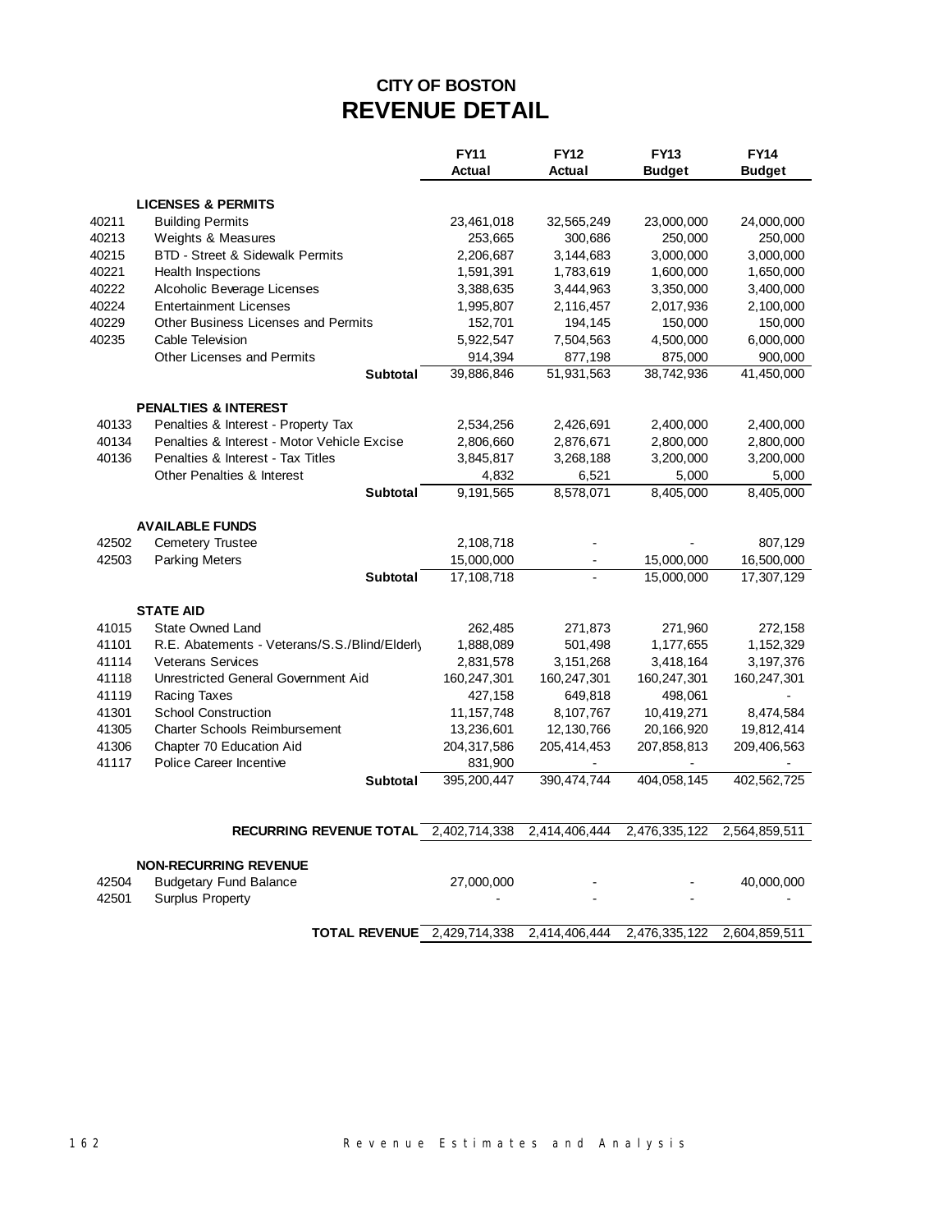# CITY OF BOSTON
# REVENUE DETAIL

| | | FY11 Actual | FY12 Actual | FY13 Budget | FY14 Budget |
|---|---|---|---|---|---|
| | **LICENSES & PERMITS** | | | | |
| 40211 | Building Permits | 23,461,018 | 32,565,249 | 23,000,000 | 24,000,000 |
| 40213 | Weights & Measures | 253,665 | 300,686 | 250,000 | 250,000 |
| 40215 | BTD - Street & Sidewalk Permits | 2,206,687 | 3,144,683 | 3,000,000 | 3,000,000 |
| 40221 | Health Inspections | 1,591,391 | 1,783,619 | 1,600,000 | 1,650,000 |
| 40222 | Alcoholic Beverage Licenses | 3,388,635 | 3,444,963 | 3,350,000 | 3,400,000 |
| 40224 | Entertainment Licenses | 1,995,807 | 2,116,457 | 2,017,936 | 2,100,000 |
| 40229 | Other Business Licenses and Permits | 152,701 | 194,145 | 150,000 | 150,000 |
| 40235 | Cable Television | 5,922,547 | 7,504,563 | 4,500,000 | 6,000,000 |
| | Other Licenses and Permits | 914,394 | 877,198 | 875,000 | 900,000 |
| | **Subtotal** | 39,886,846 | 51,931,563 | 38,742,936 | 41,450,000 |
| | **PENALTIES & INTEREST** | | | | |
| 40133 | Penalties & Interest - Property Tax | 2,534,256 | 2,426,691 | 2,400,000 | 2,400,000 |
| 40134 | Penalties & Interest - Motor Vehicle Excise | 2,806,660 | 2,876,671 | 2,800,000 | 2,800,000 |
| 40136 | Penalties & Interest - Tax Titles | 3,845,817 | 3,268,188 | 3,200,000 | 3,200,000 |
| | Other Penalties & Interest | 4,832 | 6,521 | 5,000 | 5,000 |
| | **Subtotal** | 9,191,565 | 8,578,071 | 8,405,000 | 8,405,000 |
| | **AVAILABLE FUNDS** | | | | |
| 42502 | Cemetery Trustee | 2,108,718 | - | - | 807,129 |
| 42503 | Parking Meters | 15,000,000 | - | 15,000,000 | 16,500,000 |
| | **Subtotal** | 17,108,718 | - | 15,000,000 | 17,307,129 |
| | **STATE AID** | | | | |
| 41015 | State Owned Land | 262,485 | 271,873 | 271,960 | 272,158 |
| 41101 | R.E. Abatements - Veterans/S.S./Blind/Elderly | 1,888,089 | 501,498 | 1,177,655 | 1,152,329 |
| 41114 | Veterans Services | 2,831,578 | 3,151,268 | 3,418,164 | 3,197,376 |
| 41118 | Unrestricted General Government Aid | 160,247,301 | 160,247,301 | 160,247,301 | 160,247,301 |
| 41119 | Racing Taxes | 427,158 | 649,818 | 498,061 | - |
| 41301 | School Construction | 11,157,748 | 8,107,767 | 10,419,271 | 8,474,584 |
| 41305 | Charter Schools Reimbursement | 13,236,601 | 12,130,766 | 20,166,920 | 19,812,414 |
| 41306 | Chapter 70 Education Aid | 204,317,586 | 205,414,453 | 207,858,813 | 209,406,563 |
| 41117 | Police Career Incentive | 831,900 | - | - | - |
| | **Subtotal** | 395,200,447 | 390,474,744 | 404,058,145 | 402,562,725 |
| | **RECURRING REVENUE TOTAL** | 2,402,714,338 | 2,414,406,444 | 2,476,335,122 | 2,564,859,511 |
| | **NON-RECURRING REVENUE** | | | | |
| 42504 | Budgetary Fund Balance | 27,000,000 | - | - | 40,000,000 |
| 42501 | Surplus Property | - | - | - | - |
| | **TOTAL REVENUE** | 2,429,714,338 | 2,414,406,444 | 2,476,335,122 | 2,604,859,511 |